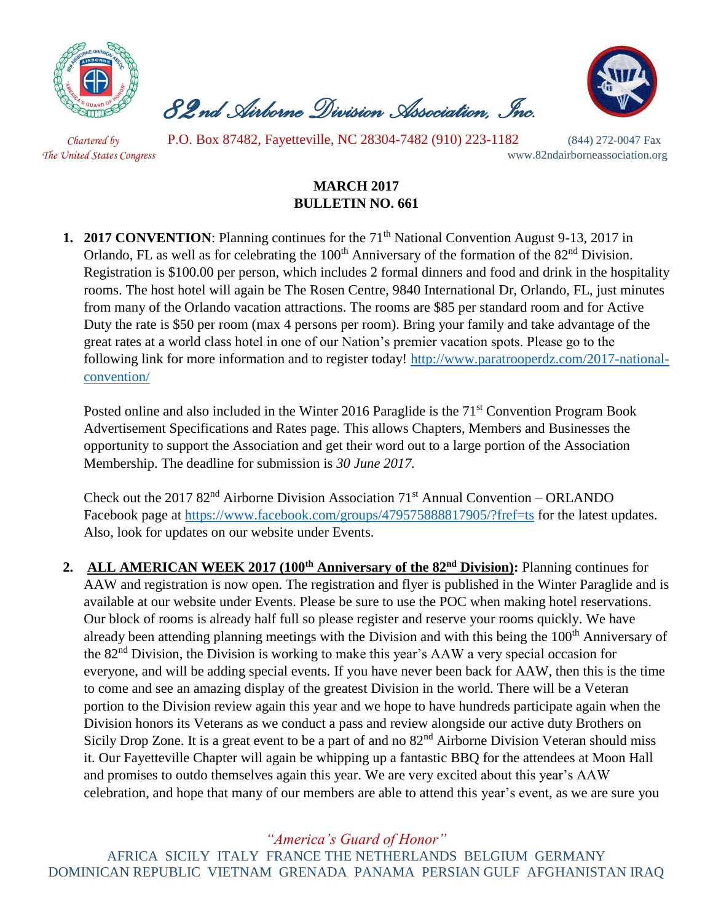# 82nd Airborne Division Association, Inc.

*Chartered by The United States Congress*

P.O. Box 87482, Fayetteville, NC 28304-7482 (910) 223-1182 (844) 272-0047 Fax

www.82ndairborneassociation.org

**MARCH 2017**
**BULLETIN NO. 661**

1. **2017 CONVENTION**: Planning continues for the 71th National Convention August 9-13, 2017 in Orlando, FL as well as for celebrating the 100th Anniversary of the formation of the 82nd Division. Registration is $100.00 per person, which includes 2 formal dinners and food and drink in the hospitality rooms. The host hotel will again be The Rosen Centre, 9840 International Dr, Orlando, FL, just minutes from many of the Orlando vacation attractions. The rooms are $85 per standard room and for Active Duty the rate is $50 per room (max 4 persons per room). Bring your family and take advantage of the great rates at a world class hotel in one of our Nation's premier vacation spots. Please go to the following link for more information and to register today! [http://www.paratrooperdz.com/2017-national-convention/](http://www.paratrooperdz.com/2017-national-convention/)

   Posted online and also included in the Winter 2016 Paraglide is the 71st Convention Program Book Advertisement Specifications and Rates page. This allows Chapters, Members and Businesses the opportunity to support the Association and get their word out to a large portion of the Association Membership. The deadline for submission is *30 June 2017.*

   Check out the 2017 82nd Airborne Division Association 71st Annual Convention – ORLANDO Facebook page at [https://www.facebook.com/groups/479575888817905/?fref=ts](https://www.facebook.com/groups/479575888817905/?fref=ts) for the latest updates. Also, look for updates on our website under Events.

2. **ALL AMERICAN WEEK 2017 (100th Anniversary of the 82nd Division):** Planning continues for AAW and registration is now open. The registration and flyer is published in the Winter Paraglide and is available at our website under Events. Please be sure to use the POC when making hotel reservations. Our block of rooms is already half full so please register and reserve your rooms quickly. We have already been attending planning meetings with the Division and with this being the 100th Anniversary of the 82nd Division, the Division is working to make this year's AAW a very special occasion for everyone, and will be adding special events. If you have never been back for AAW, then this is the time to come and see an amazing display of the greatest Division in the world. There will be a Veteran portion to the Division review again this year and we hope to have hundreds participate again when the Division honors its Veterans as we conduct a pass and review alongside our active duty Brothers on Sicily Drop Zone. It is a great event to be a part of and no 82nd Airborne Division Veteran should miss it. Our Fayetteville Chapter will again be whipping up a fantastic BBQ for the attendees at Moon Hall and promises to outdo themselves again this year. We are very excited about this year's AAW celebration, and hope that many of our members are able to attend this year's event, as we are sure you

*"America's Guard of Honor"*

AFRICA SICILY ITALY FRANCE THE NETHERLANDS BELGIUM GERMANY DOMINICAN REPUBLIC VIETNAM GRENADA PANAMA PERSIAN GULF AFGHANISTAN IRAQ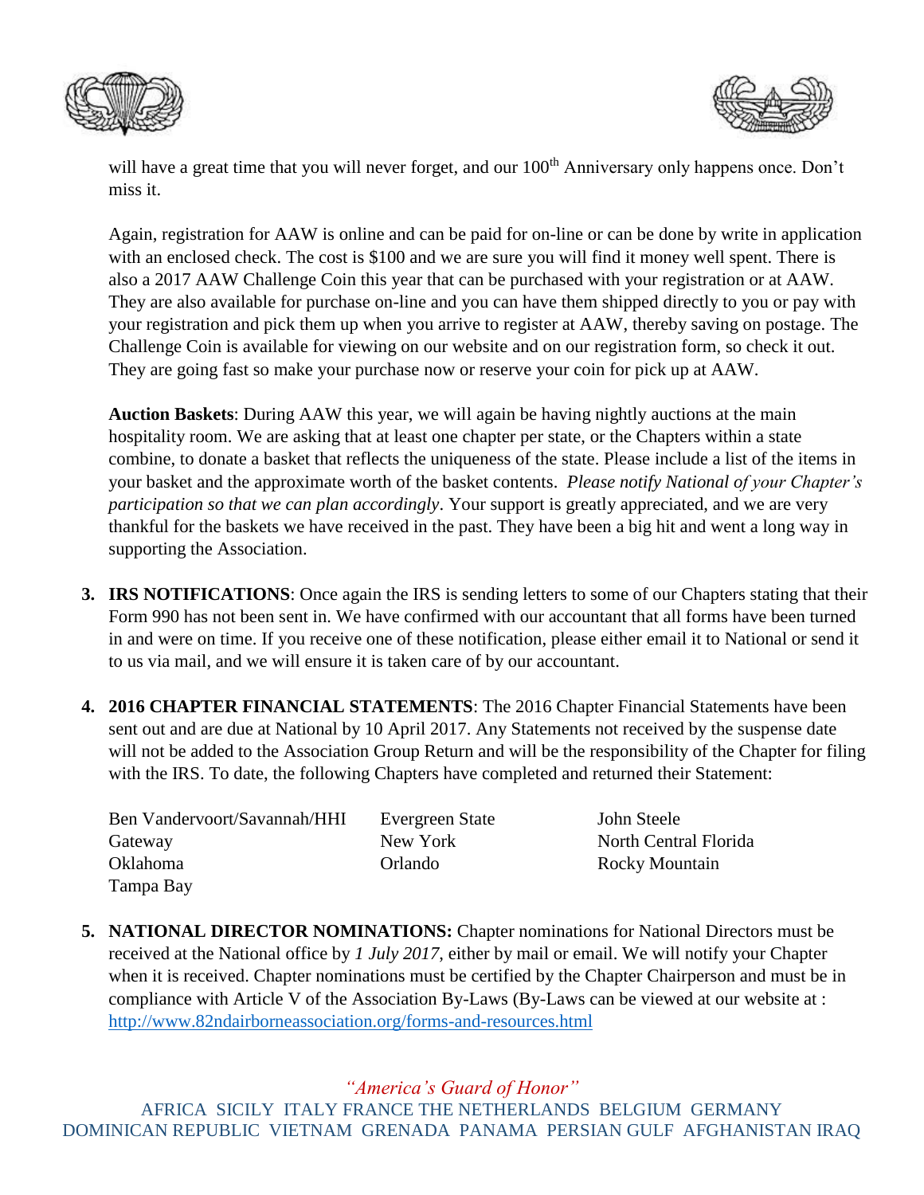will have a great time that you will never forget, and our 100th Anniversary only happens once. Don't miss it.

Again, registration for AAW is online and can be paid for on-line or can be done by write in application with an enclosed check. The cost is $100 and we are sure you will find it money well spent. There is also a 2017 AAW Challenge Coin this year that can be purchased with your registration or at AAW. They are also available for purchase on-line and you can have them shipped directly to you or pay with your registration and pick them up when you arrive to register at AAW, thereby saving on postage. The Challenge Coin is available for viewing on our website and on our registration form, so check it out. They are going fast so make your purchase now or reserve your coin for pick up at AAW.

**Auction Baskets**: During AAW this year, we will again be having nightly auctions at the main hospitality room. We are asking that at least one chapter per state, or the Chapters within a state combine, to donate a basket that reflects the uniqueness of the state. Please include a list of the items in your basket and the approximate worth of the basket contents. *Please notify National of your Chapter's participation so that we can plan accordingly*. Your support is greatly appreciated, and we are very thankful for the baskets we have received in the past. They have been a big hit and went a long way in supporting the Association.

3. **IRS NOTIFICATIONS**: Once again the IRS is sending letters to some of our Chapters stating that their Form 990 has not been sent in. We have confirmed with our accountant that all forms have been turned in and were on time. If you receive one of these notification, please either email it to National or send it to us via mail, and we will ensure it is taken care of by our accountant.

4. **2016 CHAPTER FINANCIAL STATEMENTS**: The 2016 Chapter Financial Statements have been sent out and are due at National by 10 April 2017. Any Statements not received by the suspense date will not be added to the Association Group Return and will be the responsibility of the Chapter for filing with the IRS. To date, the following Chapters have completed and returned their Statement:

   - Ben Vandervoort/Savannah/HHI
   - Evergreen State
   - John Steele
   - Gateway
   - New York
   - North Central Florida
   - Oklahoma
   - Orlando
   - Rocky Mountain
   - Tampa Bay

5. **NATIONAL DIRECTOR NOMINATIONS:** Chapter nominations for National Directors must be received at the National office by *1 July 2017*, either by mail or email. We will notify your Chapter when it is received. Chapter nominations must be certified by the Chapter Chairperson and must be in compliance with Article V of the Association By-Laws (By-Laws can be viewed at our website at : http://www.82ndairborneassociation.org/forms-and-resources.html

*"America's Guard of Honor"*

AFRICA SICILY ITALY FRANCE THE NETHERLANDS BELGIUM GERMANY DOMINICAN REPUBLIC VIETNAM GRENADA PANAMA PERSIAN GULF AFGHANISTAN IRAQ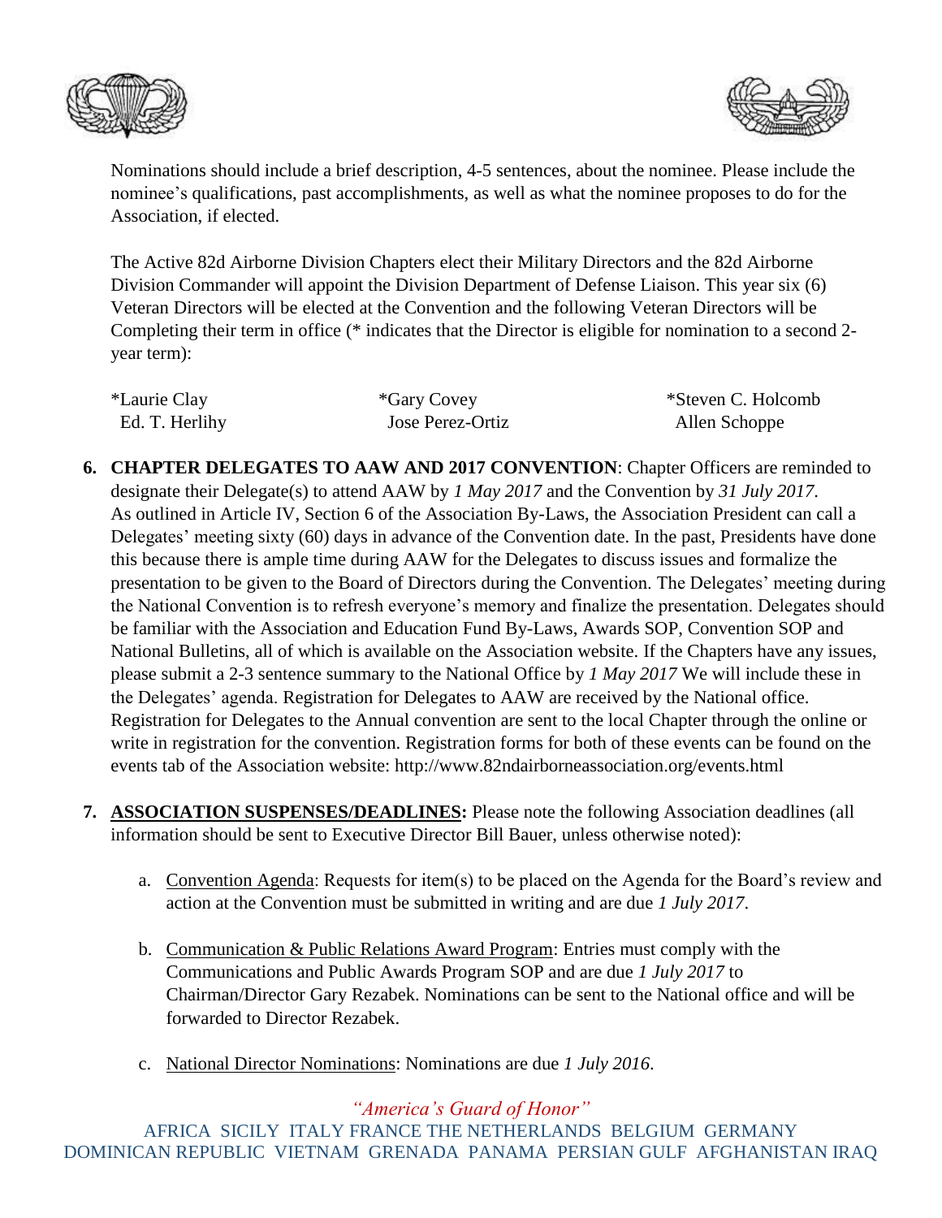Nominations should include a brief description, 4-5 sentences, about the nominee. Please include the nominee's qualifications, past accomplishments, as well as what the nominee proposes to do for the Association, if elected.

The Active 82d Airborne Division Chapters elect their Military Directors and the 82d Airborne Division Commander will appoint the Division Department of Defense Liaison. This year six (6) Veteran Directors will be elected at the Convention and the following Veteran Directors will be Completing their term in office (* indicates that the Director is eligible for nomination to a second 2-year term):

| | | |
|---|---|---|
| *Laurie Clay | *Gary Covey | *Steven C. Holcomb |
| Ed. T. Herlihy | Jose Perez-Ortiz | Allen Schoppe |

6. **CHAPTER DELEGATES TO AAW AND 2017 CONVENTION**: Chapter Officers are reminded to designate their Delegate(s) to attend AAW by *1 May 2017* and the Convention by *31 July 2017*. As outlined in Article IV, Section 6 of the Association By-Laws, the Association President can call a Delegates' meeting sixty (60) days in advance of the Convention date. In the past, Presidents have done this because there is ample time during AAW for the Delegates to discuss issues and formalize the presentation to be given to the Board of Directors during the Convention. The Delegates' meeting during the National Convention is to refresh everyone's memory and finalize the presentation. Delegates should be familiar with the Association and Education Fund By-Laws, Awards SOP, Convention SOP and National Bulletins, all of which is available on the Association website. If the Chapters have any issues, please submit a 2-3 sentence summary to the National Office by *1 May 2017* We will include these in the Delegates' agenda. Registration for Delegates to AAW are received by the National office. Registration for Delegates to the Annual convention are sent to the local Chapter through the online or write in registration for the convention. Registration forms for both of these events can be found on the events tab of the Association website: http://www.82ndairborneassociation.org/events.html

7. **ASSOCIATION SUSPENSES/DEADLINES:** Please note the following Association deadlines (all information should be sent to Executive Director Bill Bauer, unless otherwise noted):

   a. Convention Agenda: Requests for item(s) to be placed on the Agenda for the Board's review and action at the Convention must be submitted in writing and are due *1 July 2017*.

   b. Communication & Public Relations Award Program: Entries must comply with the Communications and Public Awards Program SOP and are due *1 July 2017* to Chairman/Director Gary Rezabek. Nominations can be sent to the National office and will be forwarded to Director Rezabek.

   c. National Director Nominations: Nominations are due *1 July 2016*.

*"America's Guard of Honor"*

AFRICA SICILY ITALY FRANCE THE NETHERLANDS BELGIUM GERMANY DOMINICAN REPUBLIC VIETNAM GRENADA PANAMA PERSIAN GULF AFGHANISTAN IRAQ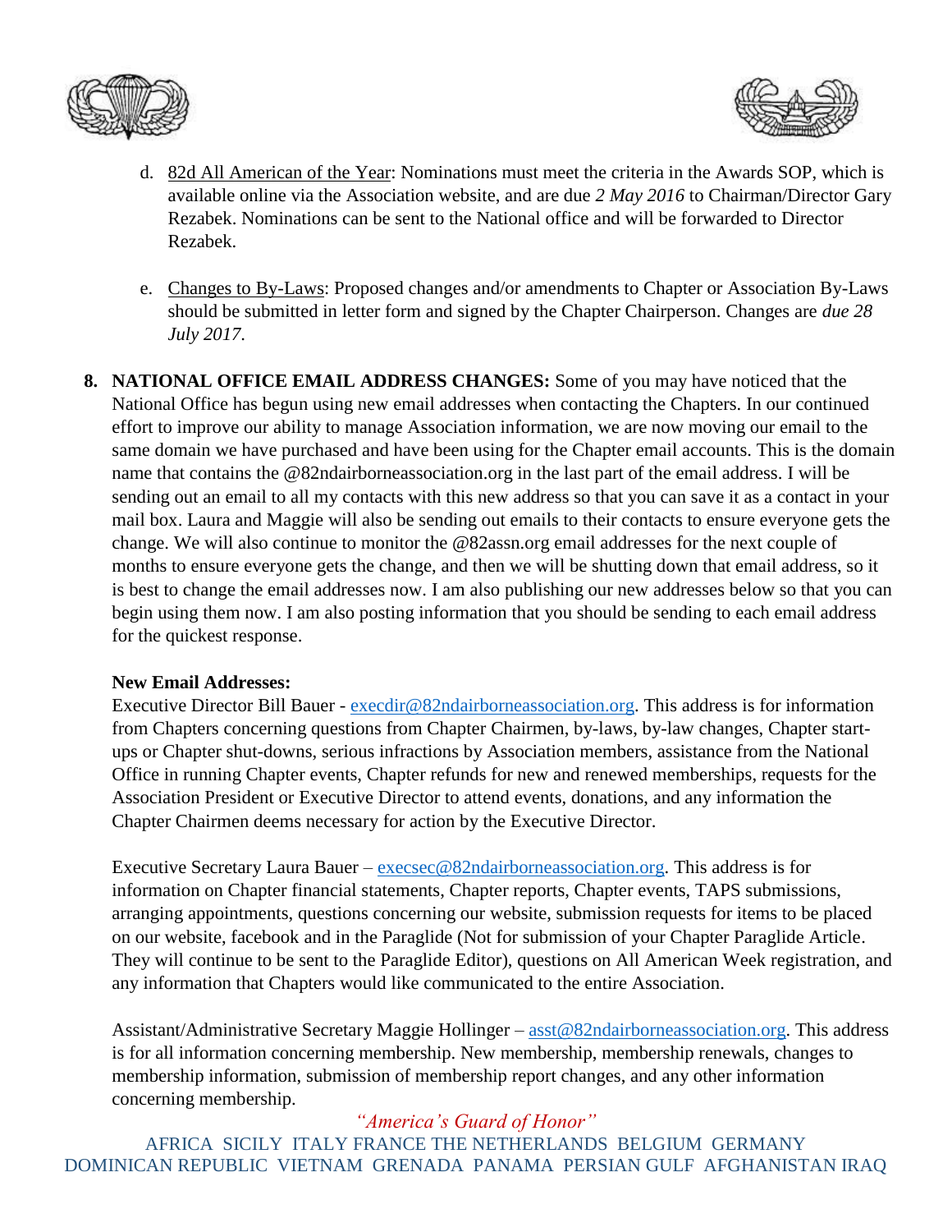d. <u>82d All American of the Year</u>: Nominations must meet the criteria in the Awards SOP, which is available online via the Association website, and are due *2 May 2016* to Chairman/Director Gary Rezabek. Nominations can be sent to the National office and will be forwarded to Director Rezabek.

e. <u>Changes to By-Laws</u>: Proposed changes and/or amendments to Chapter or Association By-Laws should be submitted in letter form and signed by the Chapter Chairperson. Changes are *due 28 July 2017*.

**8. NATIONAL OFFICE EMAIL ADDRESS CHANGES:** Some of you may have noticed that the National Office has begun using new email addresses when contacting the Chapters. In our continued effort to improve our ability to manage Association information, we are now moving our email to the same domain we have purchased and have been using for the Chapter email accounts. This is the domain name that contains the @82ndairborneassociation.org in the last part of the email address. I will be sending out an email to all my contacts with this new address so that you can save it as a contact in your mail box. Laura and Maggie will also be sending out emails to their contacts to ensure everyone gets the change. We will also continue to monitor the @82assn.org email addresses for the next couple of months to ensure everyone gets the change, and then we will be shutting down that email address, so it is best to change the email addresses now. I am also publishing our new addresses below so that you can begin using them now. I am also posting information that you should be sending to each email address for the quickest response.

**New Email Addresses:**

Executive Director Bill Bauer - execdir@82ndairborneassociation.org. This address is for information from Chapters concerning questions from Chapter Chairmen, by-laws, by-law changes, Chapter start-ups or Chapter shut-downs, serious infractions by Association members, assistance from the National Office in running Chapter events, Chapter refunds for new and renewed memberships, requests for the Association President or Executive Director to attend events, donations, and any information the Chapter Chairmen deems necessary for action by the Executive Director.

Executive Secretary Laura Bauer – execsec@82ndairborneassociation.org. This address is for information on Chapter financial statements, Chapter reports, Chapter events, TAPS submissions, arranging appointments, questions concerning our website, submission requests for items to be placed on our website, facebook and in the Paraglide (Not for submission of your Chapter Paraglide Article. They will continue to be sent to the Paraglide Editor), questions on All American Week registration, and any information that Chapters would like communicated to the entire Association.

Assistant/Administrative Secretary Maggie Hollinger – asst@82ndairborneassociation.org. This address is for all information concerning membership. New membership, membership renewals, changes to membership information, submission of membership report changes, and any other information concerning membership.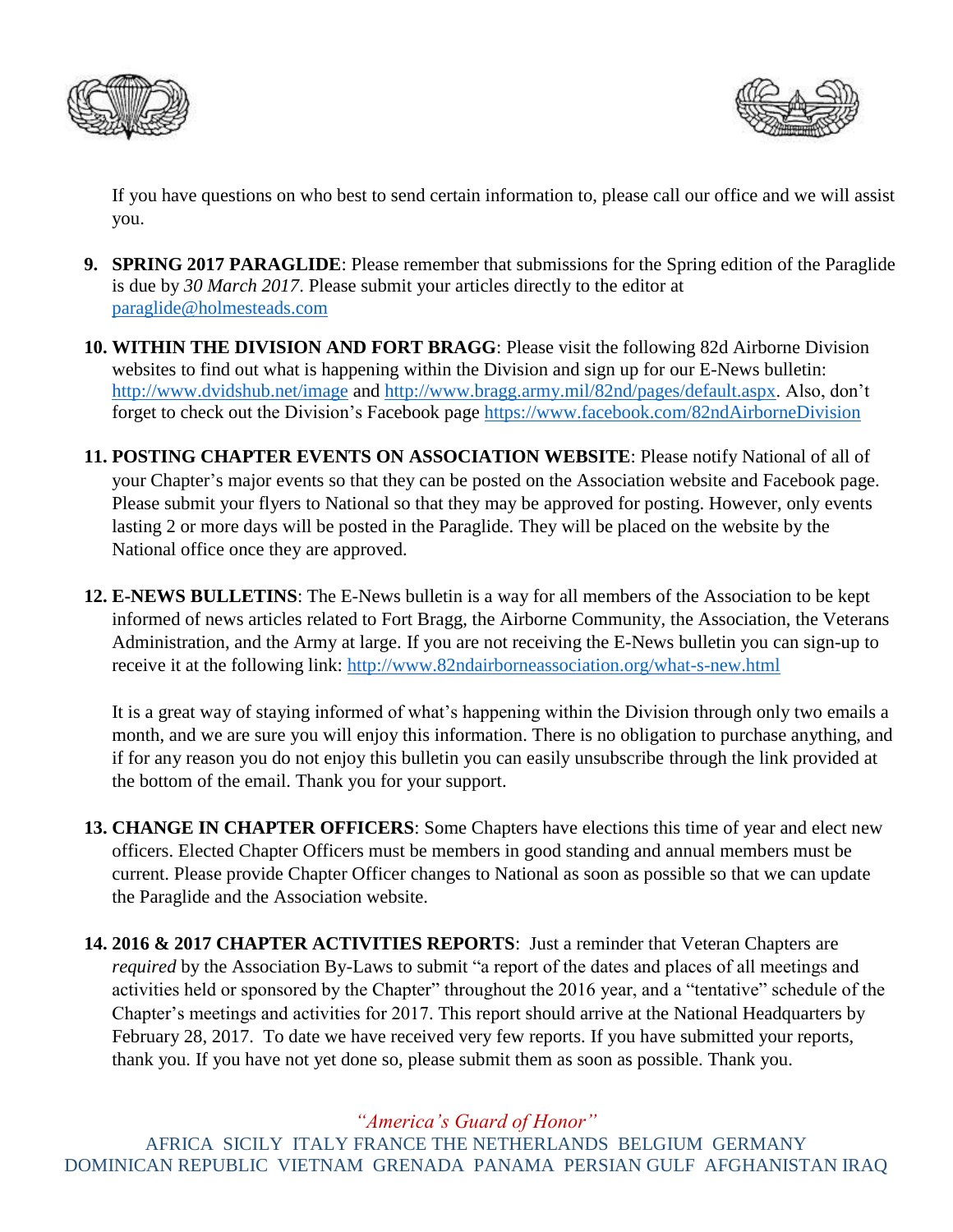If you have questions on who best to send certain information to, please call our office and we will assist you.

9. **SPRING 2017 PARAGLIDE**: Please remember that submissions for the Spring edition of the Paraglide is due by *30 March 2017*. Please submit your articles directly to the editor at paraglide@holmesteads.com

10. **WITHIN THE DIVISION AND FORT BRAGG**: Please visit the following 82d Airborne Division websites to find out what is happening within the Division and sign up for our E-News bulletin: http://www.dvidshub.net/image and http://www.bragg.army.mil/82nd/pages/default.aspx. Also, don't forget to check out the Division's Facebook page https://www.facebook.com/82ndAirborneDivision

11. **POSTING CHAPTER EVENTS ON ASSOCIATION WEBSITE**: Please notify National of all of your Chapter's major events so that they can be posted on the Association website and Facebook page. Please submit your flyers to National so that they may be approved for posting. However, only events lasting 2 or more days will be posted in the Paraglide. They will be placed on the website by the National office once they are approved.

12. **E-NEWS BULLETINS**: The E-News bulletin is a way for all members of the Association to be kept informed of news articles related to Fort Bragg, the Airborne Community, the Association, the Veterans Administration, and the Army at large. If you are not receiving the E-News bulletin you can sign-up to receive it at the following link: http://www.82ndairborneassociation.org/what-s-new.html

    It is a great way of staying informed of what's happening within the Division through only two emails a month, and we are sure you will enjoy this information. There is no obligation to purchase anything, and if for any reason you do not enjoy this bulletin you can easily unsubscribe through the link provided at the bottom of the email. Thank you for your support.

13. **CHANGE IN CHAPTER OFFICERS**: Some Chapters have elections this time of year and elect new officers. Elected Chapter Officers must be members in good standing and annual members must be current. Please provide Chapter Officer changes to National as soon as possible so that we can update the Paraglide and the Association website.

14. **2016 & 2017 CHAPTER ACTIVITIES REPORTS**: Just a reminder that Veteran Chapters are *required* by the Association By-Laws to submit "a report of the dates and places of all meetings and activities held or sponsored by the Chapter" throughout the 2016 year, and a "tentative" schedule of the Chapter's meetings and activities for 2017. This report should arrive at the National Headquarters by February 28, 2017. To date we have received very few reports. If you have submitted your reports, thank you. If you have not yet done so, please submit them as soon as possible. Thank you.

*"America's Guard of Honor"*

AFRICA SICILY ITALY FRANCE THE NETHERLANDS BELGIUM GERMANY DOMINICAN REPUBLIC VIETNAM GRENADA PANAMA PERSIAN GULF AFGHANISTAN IRAQ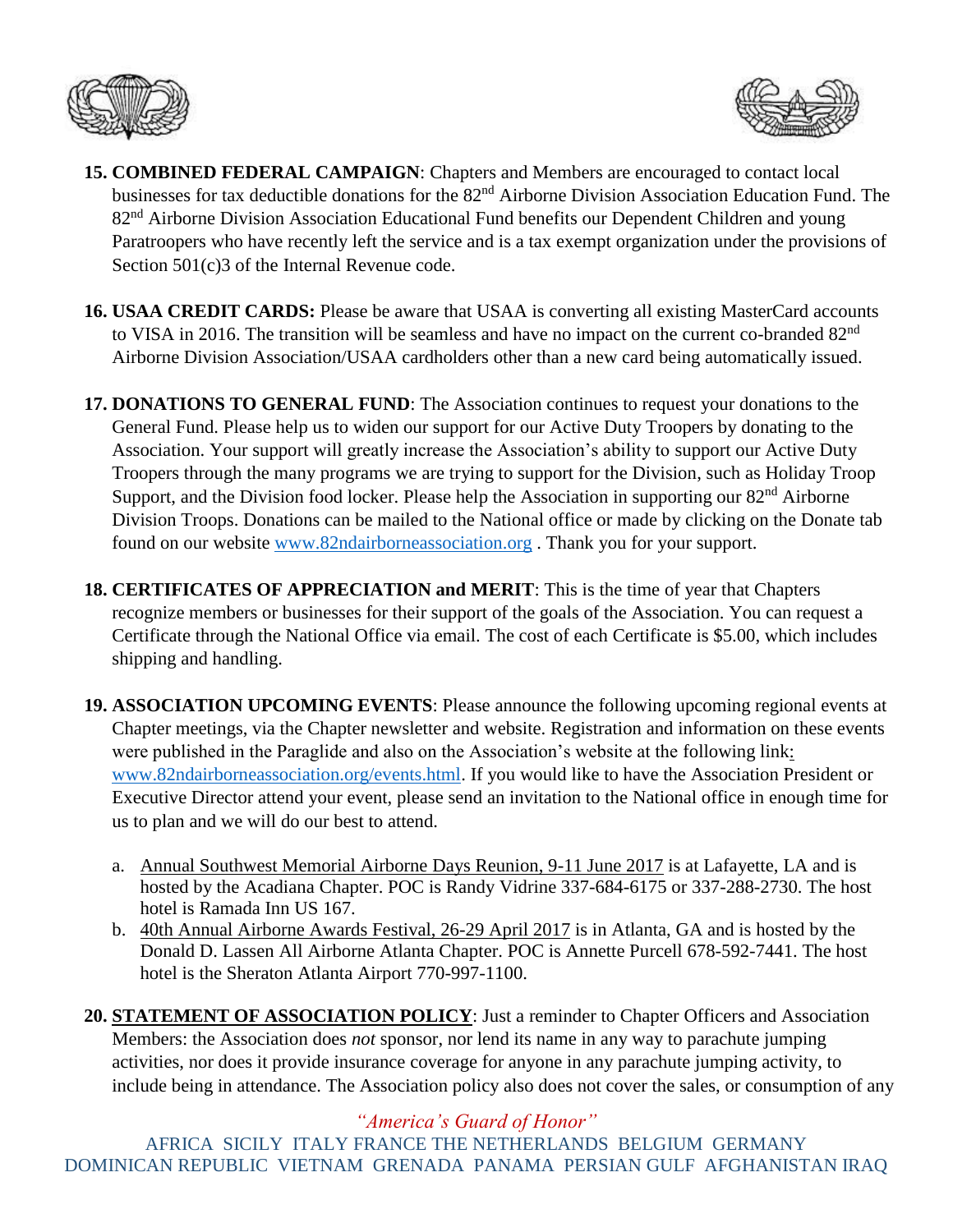15. **COMBINED FEDERAL CAMPAIGN**: Chapters and Members are encouraged to contact local businesses for tax deductible donations for the 82nd Airborne Division Association Education Fund. The 82nd Airborne Division Association Educational Fund benefits our Dependent Children and young Paratroopers who have recently left the service and is a tax exempt organization under the provisions of Section 501(c)3 of the Internal Revenue code.

16. **USAA CREDIT CARDS:** Please be aware that USAA is converting all existing MasterCard accounts to VISA in 2016. The transition will be seamless and have no impact on the current co-branded 82nd Airborne Division Association/USAA cardholders other than a new card being automatically issued.

17. **DONATIONS TO GENERAL FUND**: The Association continues to request your donations to the General Fund. Please help us to widen our support for our Active Duty Troopers by donating to the Association. Your support will greatly increase the Association's ability to support our Active Duty Troopers through the many programs we are trying to support for the Division, such as Holiday Troop Support, and the Division food locker. Please help the Association in supporting our 82nd Airborne Division Troops. Donations can be mailed to the National office or made by clicking on the Donate tab found on our website www.82ndairborneassociation.org . Thank you for your support.

18. **CERTIFICATES OF APPRECIATION and MERIT**: This is the time of year that Chapters recognize members or businesses for their support of the goals of the Association. You can request a Certificate through the National Office via email. The cost of each Certificate is $5.00, which includes shipping and handling.

19. **ASSOCIATION UPCOMING EVENTS**: Please announce the following upcoming regional events at Chapter meetings, via the Chapter newsletter and website. Registration and information on these events were published in the Paraglide and also on the Association's website at the following link: www.82ndairborneassociation.org/events.html. If you would like to have the Association President or Executive Director attend your event, please send an invitation to the National office in enough time for us to plan and we will do our best to attend.

    a. Annual Southwest Memorial Airborne Days Reunion, 9-11 June 2017 is at Lafayette, LA and is hosted by the Acadiana Chapter. POC is Randy Vidrine 337-684-6175 or 337-288-2730. The host hotel is Ramada Inn US 167.

    b. 40th Annual Airborne Awards Festival, 26-29 April 2017 is in Atlanta, GA and is hosted by the Donald D. Lassen All Airborne Atlanta Chapter. POC is Annette Purcell 678-592-7441. The host hotel is the Sheraton Atlanta Airport 770-997-1100.

20. **STATEMENT OF ASSOCIATION POLICY**: Just a reminder to Chapter Officers and Association Members: the Association does *not* sponsor, nor lend its name in any way to parachute jumping activities, nor does it provide insurance coverage for anyone in any parachute jumping activity, to include being in attendance. The Association policy also does not cover the sales, or consumption of any

*"America's Guard of Honor"*

AFRICA SICILY ITALY FRANCE THE NETHERLANDS BELGIUM GERMANY DOMINICAN REPUBLIC VIETNAM GRENADA PANAMA PERSIAN GULF AFGHANISTAN IRAQ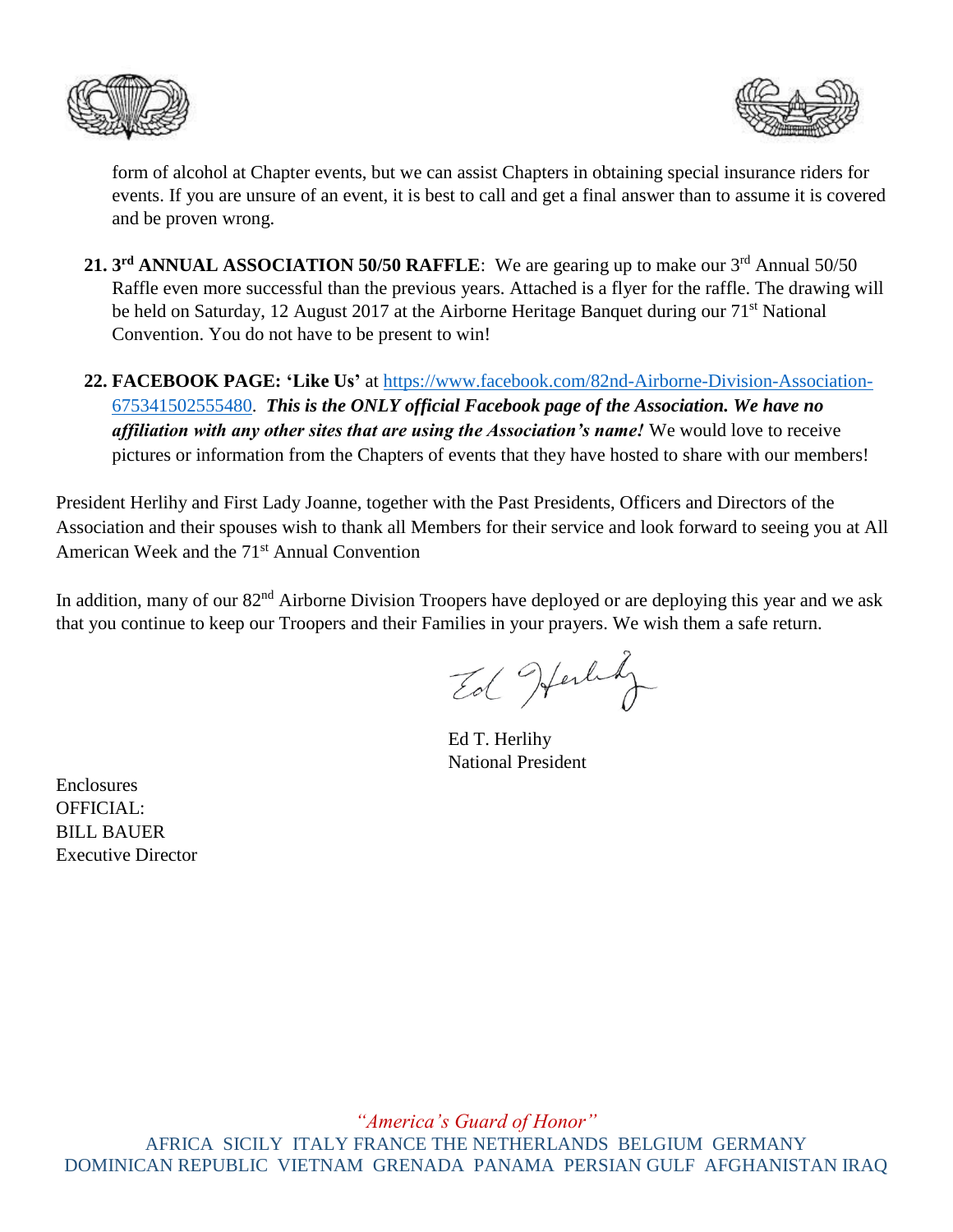form of alcohol at Chapter events, but we can assist Chapters in obtaining special insurance riders for events. If you are unsure of an event, it is best to call and get a final answer than to assume it is covered and be proven wrong.

21. **3rd ANNUAL ASSOCIATION 50/50 RAFFLE**: We are gearing up to make our 3rd Annual 50/50 Raffle even more successful than the previous years. Attached is a flyer for the raffle. The drawing will be held on Saturday, 12 August 2017 at the Airborne Heritage Banquet during our 71st National Convention. You do not have to be present to win!

22. **FACEBOOK PAGE: 'Like Us'** at https://www.facebook.com/82nd-Airborne-Division-Association-675341502555480. ***This is the ONLY official Facebook page of the Association. We have no affiliation with any other sites that are using the Association's name!*** We would love to receive pictures or information from the Chapters of events that they have hosted to share with our members!

President Herlihy and First Lady Joanne, together with the Past Presidents, Officers and Directors of the Association and their spouses wish to thank all Members for their service and look forward to seeing you at All American Week and the 71st Annual Convention

In addition, many of our 82nd Airborne Division Troopers have deployed or are deploying this year and we ask that you continue to keep our Troopers and their Families in your prayers. We wish them a safe return.

Ed Herlihy

Ed T. Herlihy
National President

Enclosures
OFFICIAL:
BILL BAUER
Executive Director

*"America's Guard of Honor"*
AFRICA SICILY ITALY FRANCE THE NETHERLANDS BELGIUM GERMANY
DOMINICAN REPUBLIC VIETNAM GRENADA PANAMA PERSIAN GULF AFGHANISTAN IRAQ